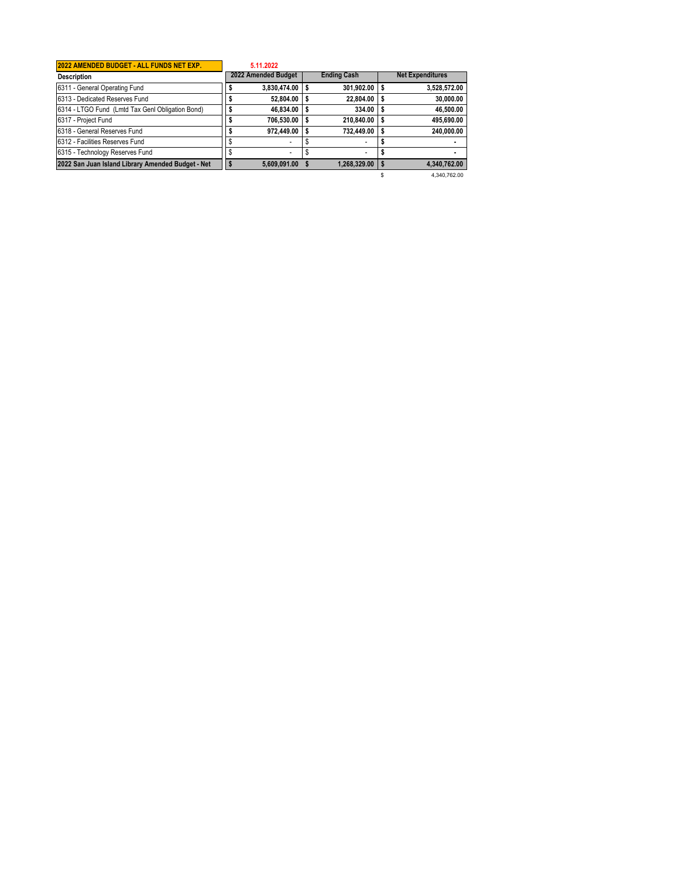| 2022 AMENDED BUDGET - ALL FUNDS NET EXP. | 5.11.2022 | | |
|---|---|---|---|
| **Description** | **2022 Amended Budget** | **Ending Cash** | **Net Expenditures** |
| 6311 - General Operating Fund | $ 3,830,474.00 | $ 301,902.00 | $ 3,528,572.00 |
| 6313 - Dedicated Reserves Fund | $ 52,804.00 | $ 22,804.00 | $ 30,000.00 |
| 6314 - LTGO Fund (Lmtd Tax Genl Obligation Bond) | $ 46,834.00 | $ 334.00 | $ 46,500.00 |
| 6317 - Project Fund | $ 706,530.00 | $ 210,840.00 | $ 495,690.00 |
| 6318 - General Reserves Fund | $ 972,449.00 | $ 732,449.00 | $ 240,000.00 |
| 6312 - Facilities Reserves Fund | $ - | $ - | $ - |
| 6315 - Technology Reserves Fund | $ - | $ - | $ - |
| **2022 San Juan Island Library Amended Budget - Net** | **$ 5,609,091.00** | **$ 1,268,329.00** | **$ 4,340,762.00** |
| | | | $ 4,340,762.00 |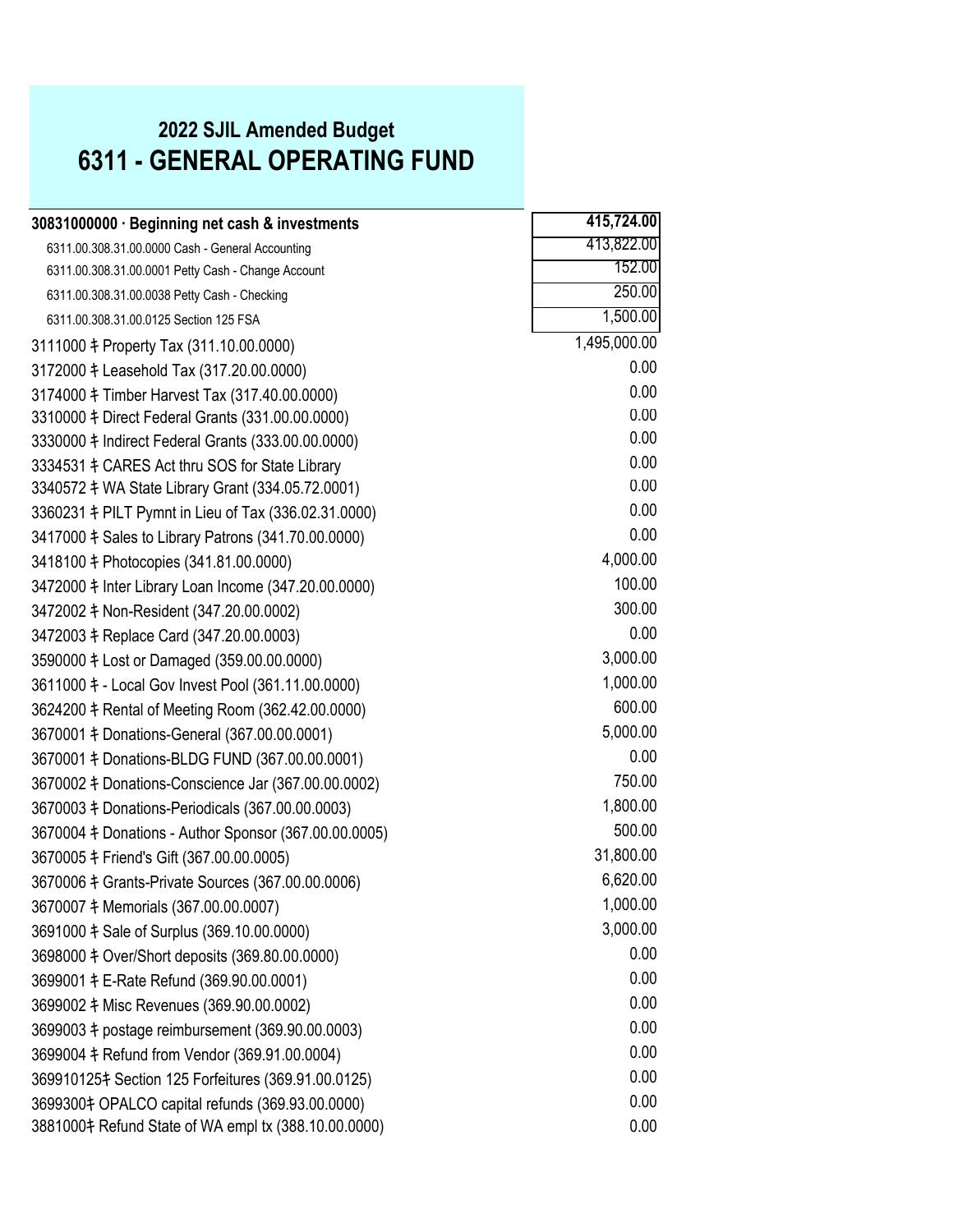## 2022 SJIL Amended Budget

# 6311 - GENERAL OPERATING FUND

| Account | Amount |
|---|---|
| **30831000000 · Beginning net cash & investments** | **415,724.00** |
| 6311.00.308.31.00.0000 Cash - General Accounting | 413,822.00 |
| 6311.00.308.31.00.0001 Petty Cash - Change Account | 152.00 |
| 6311.00.308.31.00.0038 Petty Cash - Checking | 250.00 |
| 6311.00.308.31.00.0125 Section 125 FSA | 1,500.00 |
| 3111000 ‡ Property Tax (311.10.00.0000) | 1,495,000.00 |
| 3172000 ‡ Leasehold Tax (317.20.00.0000) | 0.00 |
| 3174000 ‡ Timber Harvest Tax (317.40.00.0000) | 0.00 |
| 3310000 ‡ Direct Federal Grants (331.00.00.0000) | 0.00 |
| 3330000 ‡ Indirect Federal Grants (333.00.00.0000) | 0.00 |
| 3334531 ‡ CARES Act thru SOS for State Library | 0.00 |
| 3340572 ‡ WA State Library Grant (334.05.72.0001) | 0.00 |
| 3360231 ‡ PILT Pymnt in Lieu of Tax (336.02.31.0000) | 0.00 |
| 3417000 ‡ Sales to Library Patrons (341.70.00.0000) | 0.00 |
| 3418100 ‡ Photocopies (341.81.00.0000) | 4,000.00 |
| 3472000 ‡ Inter Library Loan Income (347.20.00.0000) | 100.00 |
| 3472002 ‡ Non-Resident (347.20.00.0002) | 300.00 |
| 3472003 ‡ Replace Card (347.20.00.0003) | 0.00 |
| 3590000 ‡ Lost or Damaged (359.00.00.0000) | 3,000.00 |
| 3611000 ‡ - Local Gov Invest Pool (361.11.00.0000) | 1,000.00 |
| 3624200 ‡ Rental of Meeting Room (362.42.00.0000) | 600.00 |
| 3670001 ‡ Donations-General (367.00.00.0001) | 5,000.00 |
| 3670001 ‡ Donations-BLDG FUND (367.00.00.0001) | 0.00 |
| 3670002 ‡ Donations-Conscience Jar (367.00.00.0002) | 750.00 |
| 3670003 ‡ Donations-Periodicals (367.00.00.0003) | 1,800.00 |
| 3670004 ‡ Donations - Author Sponsor (367.00.00.0005) | 500.00 |
| 3670005 ‡ Friend's Gift (367.00.00.0005) | 31,800.00 |
| 3670006 ‡ Grants-Private Sources (367.00.00.0006) | 6,620.00 |
| 3670007 ‡ Memorials (367.00.00.0007) | 1,000.00 |
| 3691000 ‡ Sale of Surplus (369.10.00.0000) | 3,000.00 |
| 3698000 ‡ Over/Short deposits (369.80.00.0000) | 0.00 |
| 3699001 ‡ E-Rate Refund (369.90.00.0001) | 0.00 |
| 3699002 ‡ Misc Revenues (369.90.00.0002) | 0.00 |
| 3699003 ‡ postage reimbursement (369.90.00.0003) | 0.00 |
| 3699004 ‡ Refund from Vendor (369.91.00.0004) | 0.00 |
| 369910125‡ Section 125 Forfeitures (369.91.00.0125) | 0.00 |
| 3699300‡ OPALCO capital refunds (369.93.00.0000) | 0.00 |
| 3881000‡ Refund State of WA empl tx (388.10.00.0000) | 0.00 |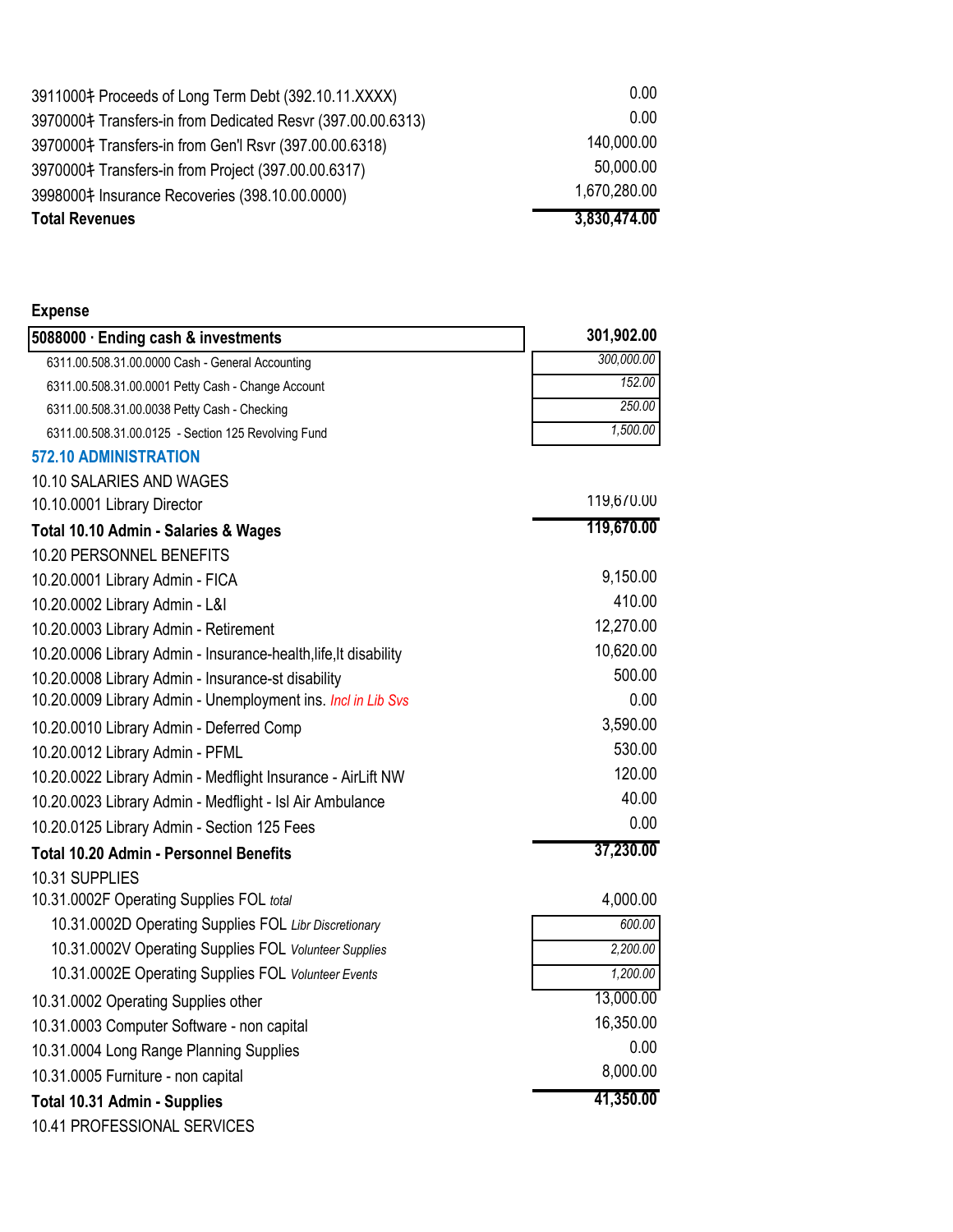| | |
|---|---:|
| 3911000‡ Proceeds of Long Term Debt (392.10.11.XXXX) | 0.00 |
| 3970000‡ Transfers-in from Dedicated Resvr (397.00.00.6313) | 0.00 |
| 3970000‡ Transfers-in from Gen'l Rsvr (397.00.00.6318) | 140,000.00 |
| 3970000‡ Transfers-in from Project (397.00.00.6317) | 50,000.00 |
| 3998000‡ Insurance Recoveries (398.10.00.0000) | 1,670,280.00 |
| **Total Revenues** | **3,830,474.00** |

**Expense**

| | | |
|---|---:|---:|
| **5088000 · Ending cash & investments** | | **301,902.00** |
| 6311.00.508.31.00.0000 Cash - General Accounting | *300,000.00* | |
| 6311.00.508.31.00.0001 Petty Cash - Change Account | *152.00* | |
| 6311.00.508.31.00.0038 Petty Cash - Checking | *250.00* | |
| 6311.00.508.31.00.0125 - Section 125 Revolving Fund | *1,500.00* | |

## 572.10 ADMINISTRATION

| | | |
|---|---:|---:|
| 10.10 SALARIES AND WAGES | | |
| 10.10.0001 Library Director | | 119,670.00 |
| **Total 10.10 Admin - Salaries & Wages** | | **119,670.00** |
| 10.20 PERSONNEL BENEFITS | | |
| 10.20.0001 Library Admin - FICA | | 9,150.00 |
| 10.20.0002 Library Admin - L&I | | 410.00 |
| 10.20.0003 Library Admin - Retirement | | 12,270.00 |
| 10.20.0006 Library Admin - Insurance-health,life,lt disability | | 10,620.00 |
| 10.20.0008 Library Admin - Insurance-st disability | | 500.00 |
| 10.20.0009 Library Admin - Unemployment ins. *Incl in Lib Svs* | | 0.00 |
| 10.20.0010 Library Admin - Deferred Comp | | 3,590.00 |
| 10.20.0012 Library Admin - PFML | | 530.00 |
| 10.20.0022 Library Admin - Medflight Insurance - AirLift NW | | 120.00 |
| 10.20.0023 Library Admin - Medflight - Isl Air Ambulance | | 40.00 |
| 10.20.0125 Library Admin - Section 125 Fees | | 0.00 |
| **Total 10.20 Admin - Personnel Benefits** | | **37,230.00** |
| 10.31 SUPPLIES | | |
| 10.31.0002F Operating Supplies FOL *total* | | 4,000.00 |
| 10.31.0002D Operating Supplies FOL *Libr Discretionary* | *600.00* | |
| 10.31.0002V Operating Supplies FOL *Volunteer Supplies* | *2,200.00* | |
| 10.31.0002E Operating Supplies FOL *Volunteer Events* | *1,200.00* | |
| 10.31.0002 Operating Supplies other | | 13,000.00 |
| 10.31.0003 Computer Software - non capital | | 16,350.00 |
| 10.31.0004 Long Range Planning Supplies | | 0.00 |
| 10.31.0005 Furniture - non capital | | 8,000.00 |
| **Total 10.31 Admin - Supplies** | | **41,350.00** |
| 10.41 PROFESSIONAL SERVICES | | |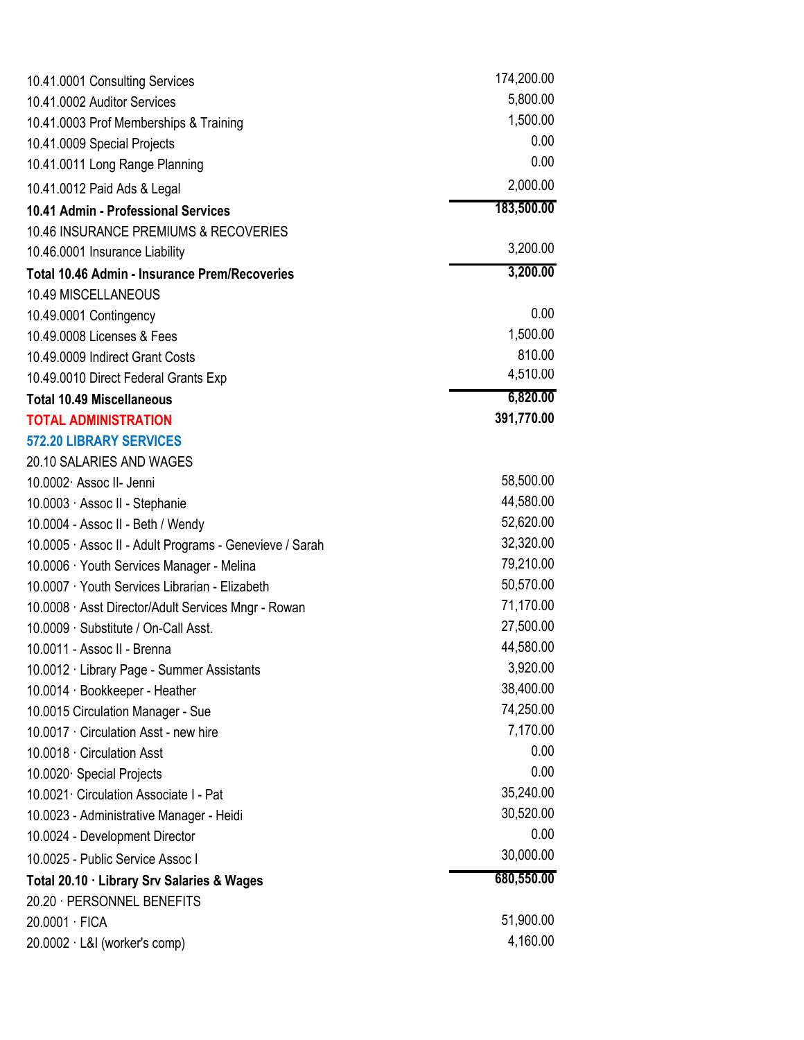| Account | Amount |
|---|---|
| 10.41.0001 Consulting Services | 174,200.00 |
| 10.41.0002 Auditor Services | 5,800.00 |
| 10.41.0003 Prof Memberships & Training | 1,500.00 |
| 10.41.0009 Special Projects | 0.00 |
| 10.41.0011 Long Range Planning | 0.00 |
| 10.41.0012 Paid Ads & Legal | 2,000.00 |
| **10.41 Admin - Professional Services** | **183,500.00** |
| 10.46 INSURANCE PREMIUMS & RECOVERIES | |
| 10.46.0001 Insurance Liability | 3,200.00 |
| **Total 10.46 Admin - Insurance Prem/Recoveries** | **3,200.00** |
| 10.49 MISCELLANEOUS | |
| 10.49.0001 Contingency | 0.00 |
| 10.49.0008 Licenses & Fees | 1,500.00 |
| 10.49.0009 Indirect Grant Costs | 810.00 |
| 10.49.0010 Direct Federal Grants Exp | 4,510.00 |
| **Total 10.49 Miscellaneous** | **6,820.00** |
| **TOTAL ADMINISTRATION** | **391,770.00** |
| **572.20 LIBRARY SERVICES** | |
| 20.10 SALARIES AND WAGES | |
| 10.0002· Assoc II- Jenni | 58,500.00 |
| 10.0003 · Assoc II - Stephanie | 44,580.00 |
| 10.0004 - Assoc II - Beth / Wendy | 52,620.00 |
| 10.0005 · Assoc II - Adult Programs - Genevieve / Sarah | 32,320.00 |
| 10.0006 · Youth Services Manager - Melina | 79,210.00 |
| 10.0007 · Youth Services Librarian - Elizabeth | 50,570.00 |
| 10.0008 · Asst Director/Adult Services Mngr - Rowan | 71,170.00 |
| 10.0009 · Substitute / On-Call Asst. | 27,500.00 |
| 10.0011 - Assoc II - Brenna | 44,580.00 |
| 10.0012 · Library Page - Summer Assistants | 3,920.00 |
| 10.0014 · Bookkeeper - Heather | 38,400.00 |
| 10.0015 Circulation Manager - Sue | 74,250.00 |
| 10.0017 · Circulation Asst - new hire | 7,170.00 |
| 10.0018 · Circulation Asst | 0.00 |
| 10.0020· Special Projects | 0.00 |
| 10.0021· Circulation Associate I - Pat | 35,240.00 |
| 10.0023 - Administrative Manager - Heidi | 30,520.00 |
| 10.0024 - Development Director | 0.00 |
| 10.0025 - Public Service Assoc I | 30,000.00 |
| **Total 20.10 · Library Srv Salaries & Wages** | **680,550.00** |
| 20.20 · PERSONNEL BENEFITS | |
| 20.0001 · FICA | 51,900.00 |
| 20.0002 · L&I (worker's comp) | 4,160.00 |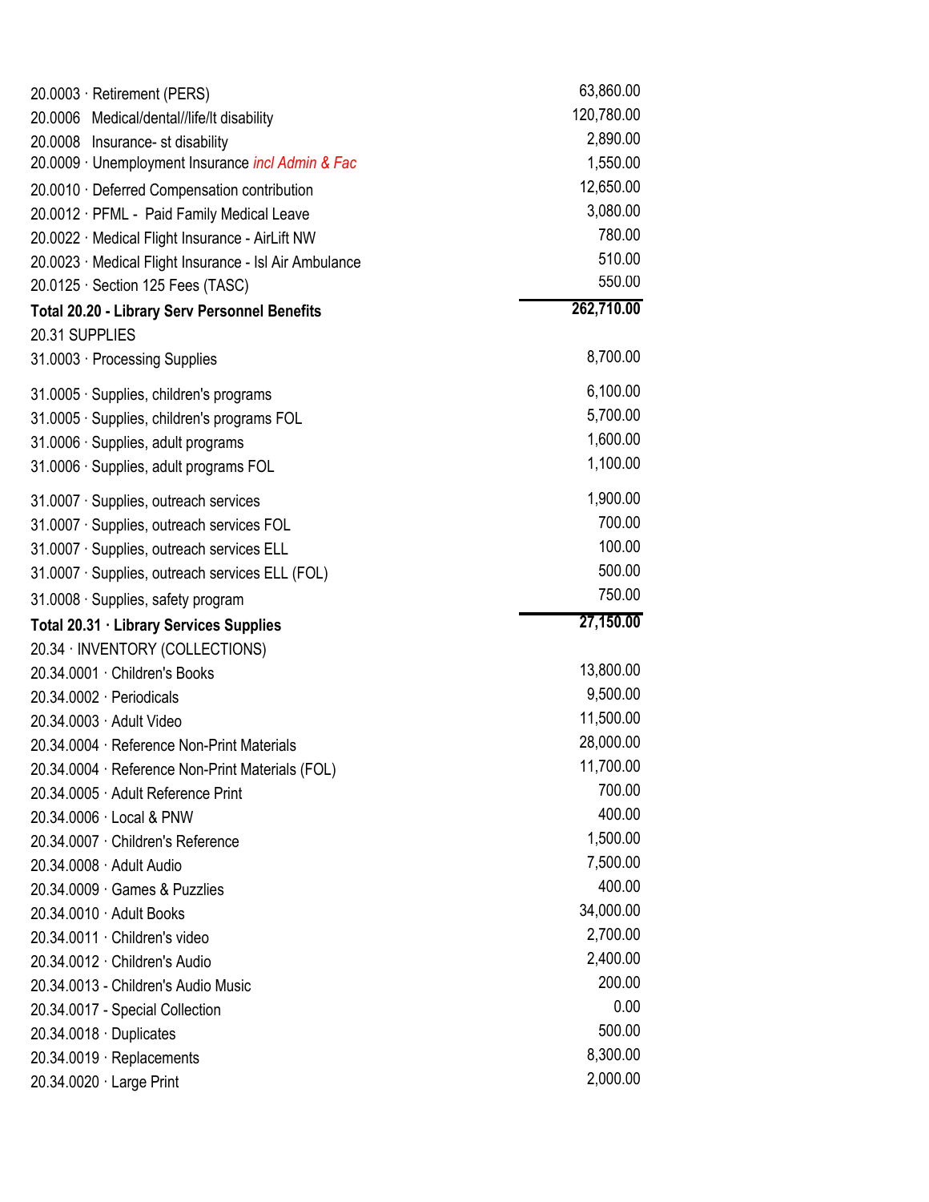| Account | Amount |
|---|---|
| 20.0003 · Retirement (PERS) | 63,860.00 |
| 20.0006 Medical/dental//life/lt disability | 120,780.00 |
| 20.0008 Insurance- st disability | 2,890.00 |
| 20.0009 · Unemployment Insurance *incl Admin & Fac* | 1,550.00 |
| 20.0010 · Deferred Compensation contribution | 12,650.00 |
| 20.0012 · PFML - Paid Family Medical Leave | 3,080.00 |
| 20.0022 · Medical Flight Insurance - AirLift NW | 780.00 |
| 20.0023 · Medical Flight Insurance - Isl Air Ambulance | 510.00 |
| 20.0125 · Section 125 Fees (TASC) | 550.00 |
| **Total 20.20 - Library Serv Personnel Benefits** | **262,710.00** |
| 20.31 SUPPLIES | |
| 31.0003 · Processing Supplies | 8,700.00 |
| 31.0005 · Supplies, children's programs | 6,100.00 |
| 31.0005 · Supplies, children's programs FOL | 5,700.00 |
| 31.0006 · Supplies, adult programs | 1,600.00 |
| 31.0006 · Supplies, adult programs FOL | 1,100.00 |
| 31.0007 · Supplies, outreach services | 1,900.00 |
| 31.0007 · Supplies, outreach services FOL | 700.00 |
| 31.0007 · Supplies, outreach services ELL | 100.00 |
| 31.0007 · Supplies, outreach services ELL (FOL) | 500.00 |
| 31.0008 · Supplies, safety program | 750.00 |
| **Total 20.31 · Library Services Supplies** | **27,150.00** |
| 20.34 · INVENTORY (COLLECTIONS) | |
| 20.34.0001 · Children's Books | 13,800.00 |
| 20.34.0002 · Periodicals | 9,500.00 |
| 20.34.0003 · Adult Video | 11,500.00 |
| 20.34.0004 · Reference Non-Print Materials | 28,000.00 |
| 20.34.0004 · Reference Non-Print Materials (FOL) | 11,700.00 |
| 20.34.0005 · Adult Reference Print | 700.00 |
| 20.34.0006 · Local & PNW | 400.00 |
| 20.34.0007 · Children's Reference | 1,500.00 |
| 20.34.0008 · Adult Audio | 7,500.00 |
| 20.34.0009 · Games & Puzzlies | 400.00 |
| 20.34.0010 · Adult Books | 34,000.00 |
| 20.34.0011 · Children's video | 2,700.00 |
| 20.34.0012 · Children's Audio | 2,400.00 |
| 20.34.0013 - Children's Audio Music | 200.00 |
| 20.34.0017 - Special Collection | 0.00 |
| 20.34.0018 · Duplicates | 500.00 |
| 20.34.0019 · Replacements | 8,300.00 |
| 20.34.0020 · Large Print | 2,000.00 |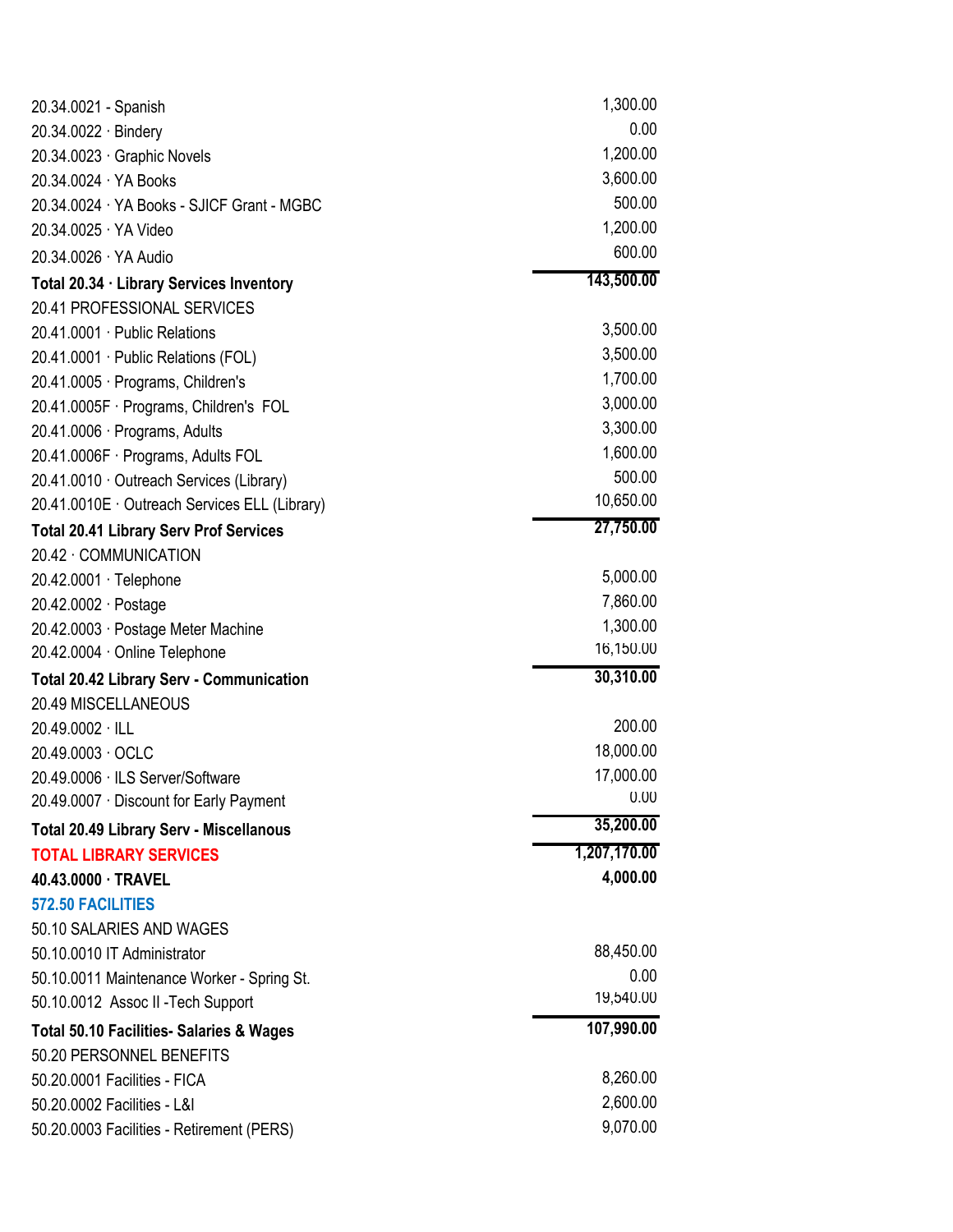| Account | Amount |
|---|---|
| 20.34.0021 - Spanish | 1,300.00 |
| 20.34.0022 · Bindery | 0.00 |
| 20.34.0023 · Graphic Novels | 1,200.00 |
| 20.34.0024 · YA Books | 3,600.00 |
| 20.34.0024 · YA Books - SJICF Grant - MGBC | 500.00 |
| 20.34.0025 · YA Video | 1,200.00 |
| 20.34.0026 · YA Audio | 600.00 |
| **Total 20.34 · Library Services Inventory** | **143,500.00** |
| 20.41 PROFESSIONAL SERVICES | |
| 20.41.0001 · Public Relations | 3,500.00 |
| 20.41.0001 · Public Relations (FOL) | 3,500.00 |
| 20.41.0005 · Programs, Children's | 1,700.00 |
| 20.41.0005F · Programs, Children's FOL | 3,000.00 |
| 20.41.0006 · Programs, Adults | 3,300.00 |
| 20.41.0006F · Programs, Adults FOL | 1,600.00 |
| 20.41.0010 · Outreach Services (Library) | 500.00 |
| 20.41.0010E · Outreach Services ELL (Library) | 10,650.00 |
| **Total 20.41 Library Serv Prof Services** | **27,750.00** |
| 20.42 · COMMUNICATION | |
| 20.42.0001 · Telephone | 5,000.00 |
| 20.42.0002 · Postage | 7,860.00 |
| 20.42.0003 · Postage Meter Machine | 1,300.00 |
| 20.42.0004 · Online Telephone | 16,150.00 |
| **Total 20.42 Library Serv - Communication** | **30,310.00** |
| 20.49 MISCELLANEOUS | |
| 20.49.0002 · ILL | 200.00 |
| 20.49.0003 · OCLC | 18,000.00 |
| 20.49.0006 · ILS Server/Software | 17,000.00 |
| 20.49.0007 · Discount for Early Payment | 0.00 |
| **Total 20.49 Library Serv - Miscellanous** | **35,200.00** |
| **TOTAL LIBRARY SERVICES** | **1,207,170.00** |
| **40.43.0000 · TRAVEL** | **4,000.00** |
| **572.50 FACILITIES** | |
| 50.10 SALARIES AND WAGES | |
| 50.10.0010 IT Administrator | 88,450.00 |
| 50.10.0011 Maintenance Worker - Spring St. | 0.00 |
| 50.10.0012 Assoc II -Tech Support | 19,540.00 |
| **Total 50.10 Facilities- Salaries & Wages** | **107,990.00** |
| 50.20 PERSONNEL BENEFITS | |
| 50.20.0001 Facilities - FICA | 8,260.00 |
| 50.20.0002 Facilities - L&I | 2,600.00 |
| 50.20.0003 Facilities - Retirement (PERS) | 9,070.00 |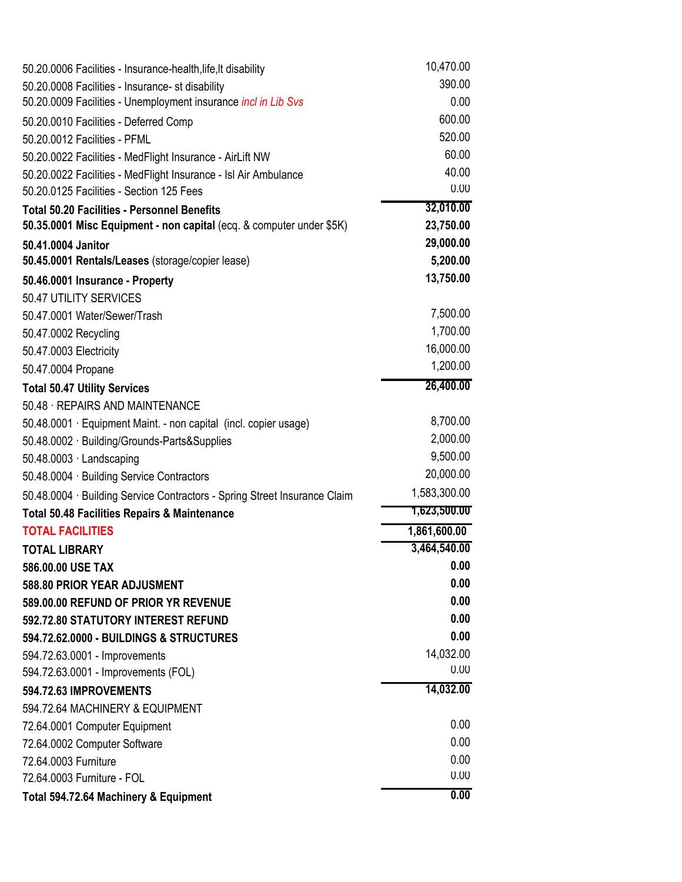| Account | Amount |
|---|---|
| 50.20.0006 Facilities - Insurance-health,life,lt disability | 10,470.00 |
| 50.20.0008 Facilities - Insurance- st disability | 390.00 |
| 50.20.0009 Facilities - Unemployment insurance *incl in Lib Svs* | 0.00 |
| 50.20.0010 Facilities - Deferred Comp | 600.00 |
| 50.20.0012 Facilities - PFML | 520.00 |
| 50.20.0022 Facilities - MedFlight Insurance - AirLift NW | 60.00 |
| 50.20.0022 Facilities - MedFlight Insurance - Isl Air Ambulance | 40.00 |
| 50.20.0125 Facilities - Section 125 Fees | 0.00 |
| **Total 50.20 Facilities - Personnel Benefits** | **32,010.00** |
| **50.35.0001 Misc Equipment - non capital** (ecq. & computer under $5K) | **23,750.00** |
| **50.41.0004 Janitor** | **29,000.00** |
| **50.45.0001 Rentals/Leases** (storage/copier lease) | **5,200.00** |
| **50.46.0001 Insurance - Property** | **13,750.00** |
| 50.47 UTILITY SERVICES | |
| 50.47.0001 Water/Sewer/Trash | 7,500.00 |
| 50.47.0002 Recycling | 1,700.00 |
| 50.47.0003 Electricity | 16,000.00 |
| 50.47.0004 Propane | 1,200.00 |
| **Total 50.47 Utility Services** | **26,400.00** |
| 50.48 · REPAIRS AND MAINTENANCE | |
| 50.48.0001 · Equipment Maint. - non capital (incl. copier usage) | 8,700.00 |
| 50.48.0002 · Building/Grounds-Parts&Supplies | 2,000.00 |
| 50.48.0003 · Landscaping | 9,500.00 |
| 50.48.0004 · Building Service Contractors | 20,000.00 |
| 50.48.0004 · Building Service Contractors - Spring Street Insurance Claim | 1,583,300.00 |
| **Total 50.48 Facilities Repairs & Maintenance** | **1,623,500.00** |
| **TOTAL FACILITIES** | **1,861,600.00** |
| **TOTAL LIBRARY** | **3,464,540.00** |
| **586.00.00 USE TAX** | **0.00** |
| **588.80 PRIOR YEAR ADJUSMENT** | **0.00** |
| **589.00.00 REFUND OF PRIOR YR REVENUE** | **0.00** |
| **592.72.80 STATUTORY INTEREST REFUND** | **0.00** |
| **594.72.62.0000 - BUILDINGS & STRUCTURES** | **0.00** |
| 594.72.63.0001 - Improvements | 14,032.00 |
| 594.72.63.0001 - Improvements (FOL) | 0.00 |
| **594.72.63 IMPROVEMENTS** | **14,032.00** |
| 594.72.64 MACHINERY & EQUIPMENT | |
| 72.64.0001 Computer Equipment | 0.00 |
| 72.64.0002 Computer Software | 0.00 |
| 72.64.0003 Furniture | 0.00 |
| 72.64.0003 Furniture - FOL | 0.00 |
| **Total 594.72.64 Machinery & Equipment** | **0.00** |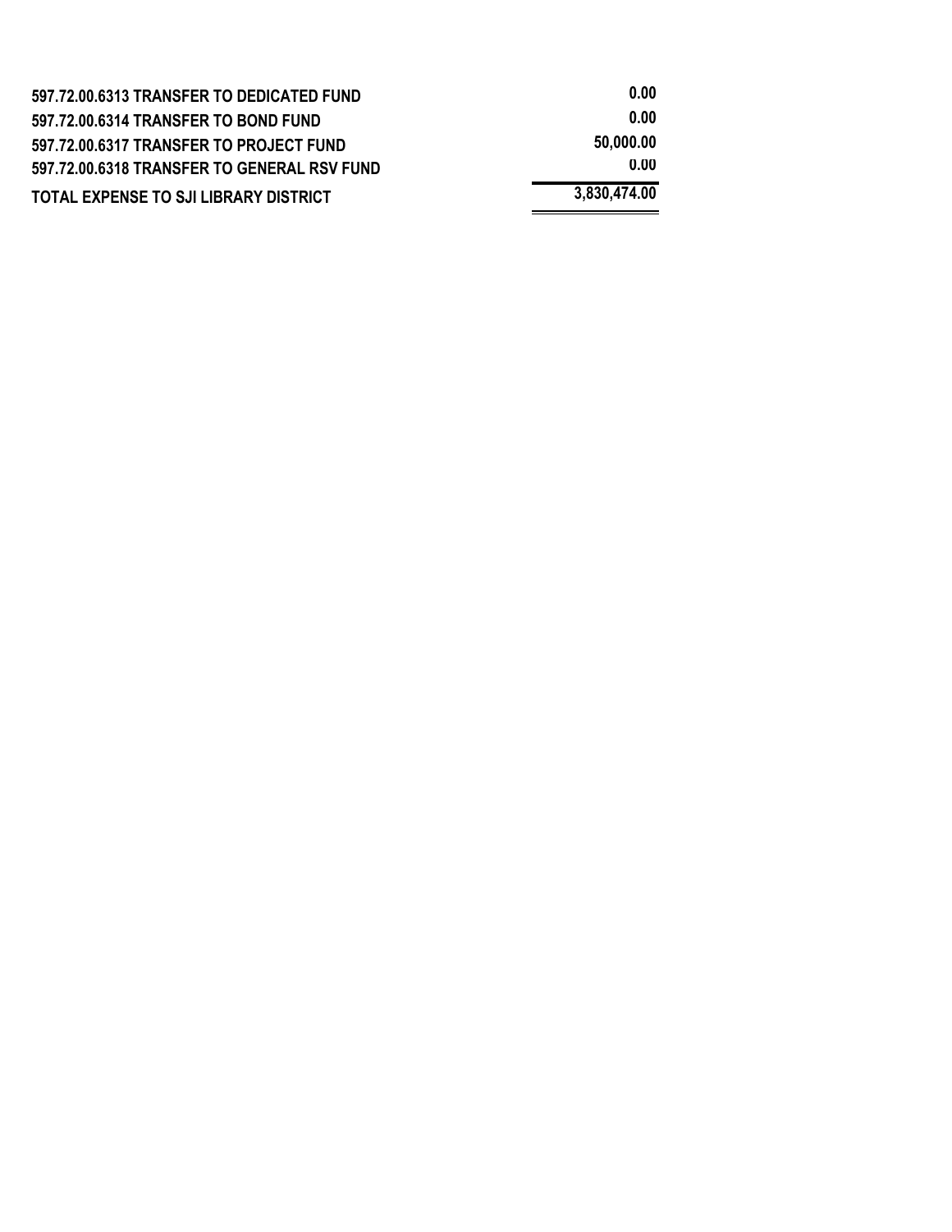| | |
|---|---|
| **597.72.00.6313 TRANSFER TO DEDICATED FUND** | **0.00** |
| **597.72.00.6314 TRANSFER TO BOND FUND** | **0.00** |
| **597.72.00.6317 TRANSFER TO PROJECT FUND** | **50,000.00** |
| **597.72.00.6318 TRANSFER TO GENERAL RSV FUND** | **0.00** |
| **TOTAL EXPENSE TO SJI LIBRARY DISTRICT** | **3,830,474.00** |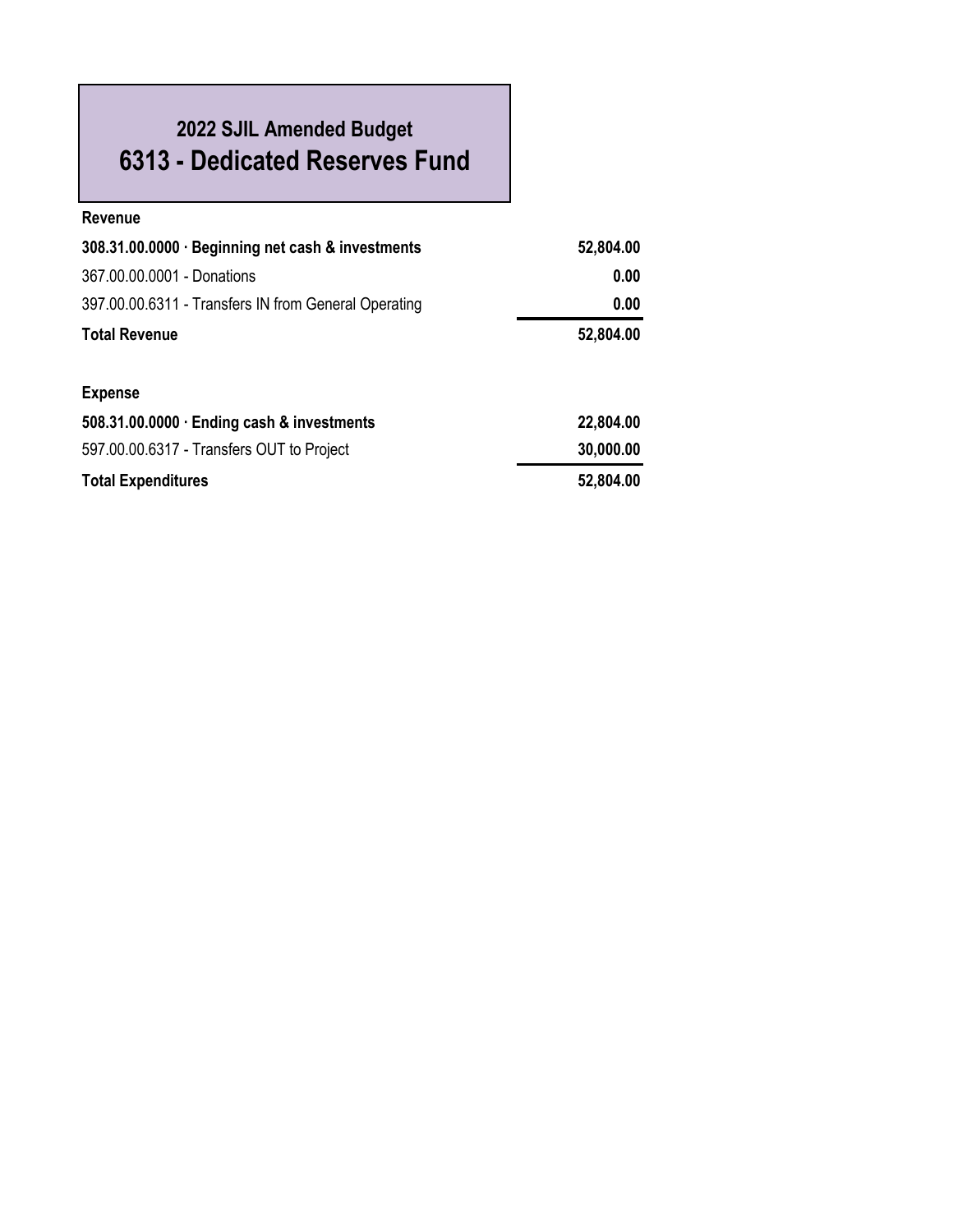## 2022 SJIL Amended Budget

# 6313 - Dedicated Reserves Fund

| | |
|---|---|
| **Revenue** | |
| **308.31.00.0000 · Beginning net cash & investments** | **52,804.00** |
| 367.00.00.0001 - Donations | **0.00** |
| 397.00.00.6311 - Transfers IN from General Operating | **0.00** |
| **Total Revenue** | **52,804.00** |
| | |
| **Expense** | |
| **508.31.00.0000 · Ending cash & investments** | **22,804.00** |
| 597.00.00.6317 - Transfers OUT to Project | **30,000.00** |
| **Total Expenditures** | **52,804.00** |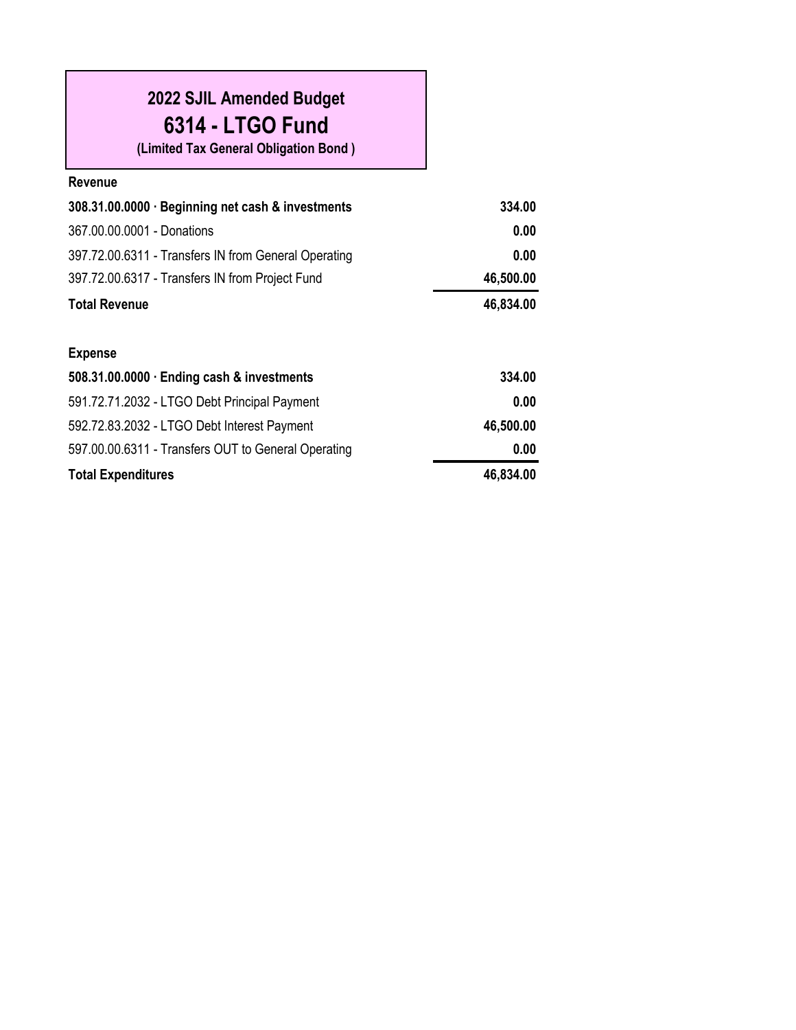# 2022 SJIL Amended Budget

## 6314 - LTGO Fund

**(Limited Tax General Obligation Bond )**

**Revenue**

| | |
|---|---:|
| **308.31.00.0000 · Beginning net cash & investments** | **334.00** |
| 367.00.00.0001 - Donations | **0.00** |
| 397.72.00.6311 - Transfers IN from General Operating | **0.00** |
| 397.72.00.6317 - Transfers IN from Project Fund | **46,500.00** |
| **Total Revenue** | **46,834.00** |

**Expense**

| | |
|---|---:|
| **508.31.00.0000 · Ending cash & investments** | **334.00** |
| 591.72.71.2032 - LTGO Debt Principal Payment | **0.00** |
| 592.72.83.2032 - LTGO Debt Interest Payment | **46,500.00** |
| 597.00.00.6311 - Transfers OUT to General Operating | **0.00** |
| **Total Expenditures** | **46,834.00** |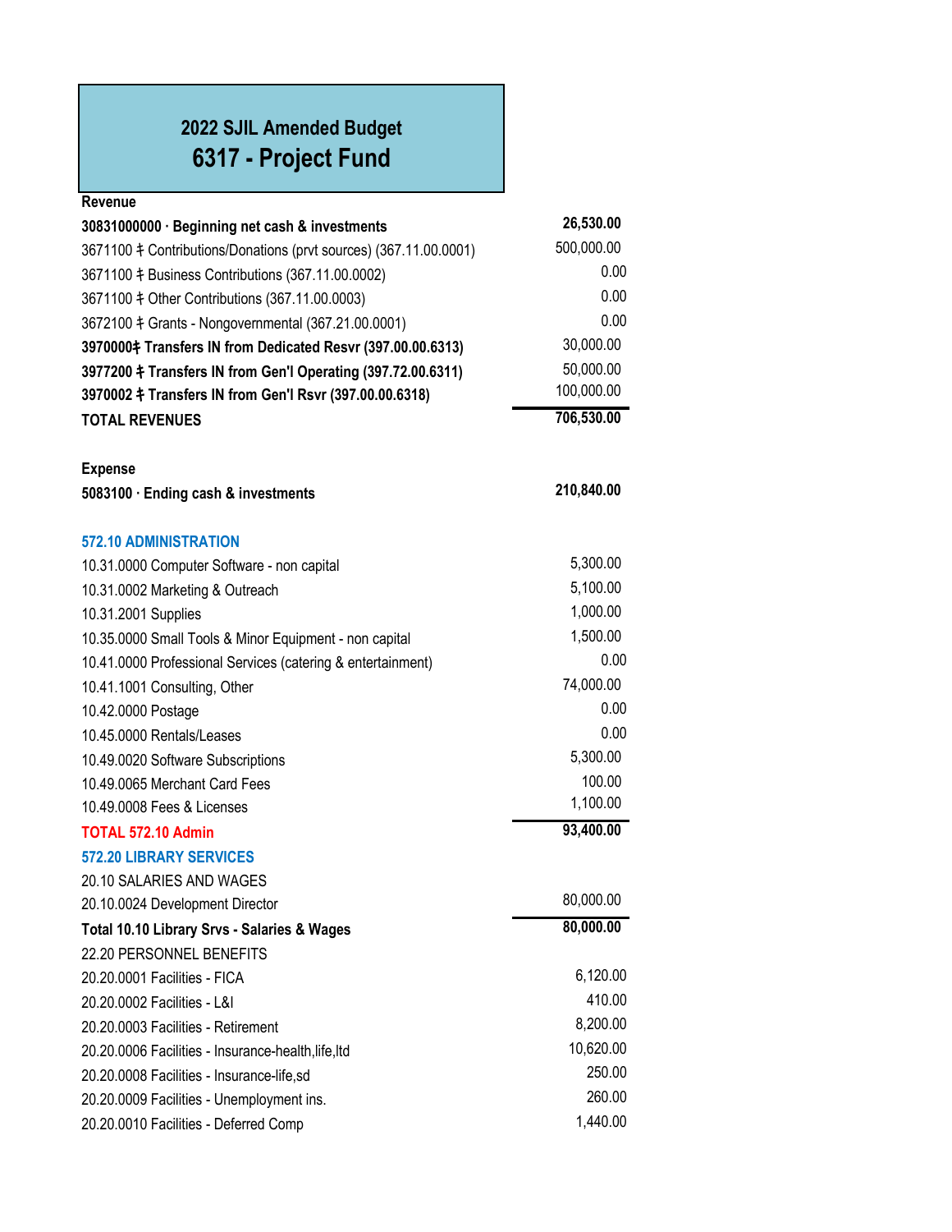## 2022 SJIL Amended Budget
# 6317 - Project Fund

| Revenue | |
|---|---|
| **30831000000 · Beginning net cash & investments** | **26,530.00** |
| 3671100 ‡ Contributions/Donations (prvt sources) (367.11.00.0001) | 500,000.00 |
| 3671100 ‡ Business Contributions (367.11.00.0002) | 0.00 |
| 3671100 ‡ Other Contributions (367.11.00.0003) | 0.00 |
| 3672100 ‡ Grants - Nongovernmental (367.21.00.0001) | 0.00 |
| **3970000‡ Transfers IN from Dedicated Resvr (397.00.00.6313)** | 30,000.00 |
| **3977200 ‡ Transfers IN from Gen'l Operating (397.72.00.6311)** | 50,000.00 |
| **3970002 ‡ Transfers IN from Gen'l Rsvr (397.00.00.6318)** | 100,000.00 |
| **TOTAL REVENUES** | **706,530.00** |
| | |
| **Expense** | |
| **5083100 · Ending cash & investments** | **210,840.00** |
| | |
| **572.10 ADMINISTRATION** | |
| 10.31.0000 Computer Software - non capital | 5,300.00 |
| 10.31.0002 Marketing & Outreach | 5,100.00 |
| 10.31.2001 Supplies | 1,000.00 |
| 10.35.0000 Small Tools & Minor Equipment - non capital | 1,500.00 |
| 10.41.0000 Professional Services (catering & entertainment) | 0.00 |
| 10.41.1001 Consulting, Other | 74,000.00 |
| 10.42.0000 Postage | 0.00 |
| 10.45.0000 Rentals/Leases | 0.00 |
| 10.49.0020 Software Subscriptions | 5,300.00 |
| 10.49.0065 Merchant Card Fees | 100.00 |
| 10.49.0008 Fees & Licenses | 1,100.00 |
| **TOTAL 572.10 Admin** | **93,400.00** |
| **572.20 LIBRARY SERVICES** | |
| 20.10 SALARIES AND WAGES | |
| 20.10.0024 Development Director | 80,000.00 |
| **Total 10.10 Library Srvs - Salaries & Wages** | **80,000.00** |
| 22.20 PERSONNEL BENEFITS | |
| 20.20.0001 Facilities - FICA | 6,120.00 |
| 20.20.0002 Facilities - L&I | 410.00 |
| 20.20.0003 Facilities - Retirement | 8,200.00 |
| 20.20.0006 Facilities - Insurance-health,life,ltd | 10,620.00 |
| 20.20.0008 Facilities - Insurance-life,sd | 250.00 |
| 20.20.0009 Facilities - Unemployment ins. | 260.00 |
| 20.20.0010 Facilities - Deferred Comp | 1,440.00 |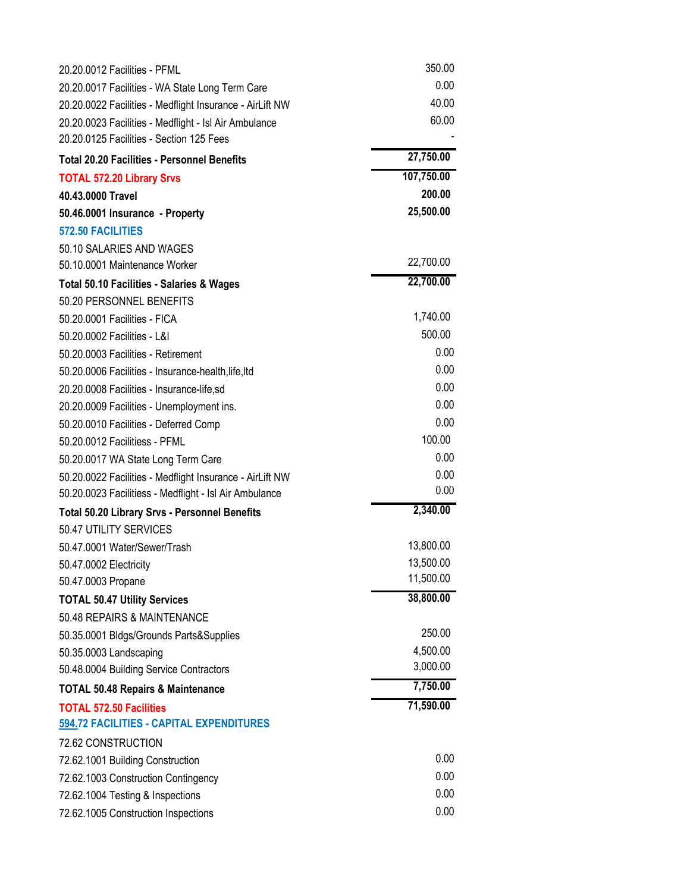| | |
|---|---|
| 20.20.0012 Facilities - PFML | 350.00 |
| 20.20.0017 Facilities - WA State Long Term Care | 0.00 |
| 20.20.0022 Facilities - Medflight Insurance - AirLift NW | 40.00 |
| 20.20.0023 Facilities - Medflight - Isl Air Ambulance | 60.00 |
| 20.20.0125 Facilities - Section 125 Fees | - |
| **Total 20.20 Facilities - Personnel Benefits** | **27,750.00** |
| **TOTAL 572.20 Library Srvs** | **107,750.00** |
| **40.43.0000 Travel** | **200.00** |
| **50.46.0001 Insurance - Property** | **25,500.00** |
| **572.50 FACILITIES** | |
| 50.10 SALARIES AND WAGES | |
| 50.10.0001 Maintenance Worker | 22,700.00 |
| **Total 50.10 Facilities - Salaries & Wages** | **22,700.00** |
| 50.20 PERSONNEL BENEFITS | |
| 50.20.0001 Facilities - FICA | 1,740.00 |
| 50.20.0002 Facilities - L&I | 500.00 |
| 50.20.0003 Facilities - Retirement | 0.00 |
| 50.20.0006 Facilities - Insurance-health,life,ltd | 0.00 |
| 20.20.0008 Facilities - Insurance-life,sd | 0.00 |
| 20.20.0009 Facilities - Unemployment ins. | 0.00 |
| 50.20.0010 Facilities - Deferred Comp | 0.00 |
| 50.20.0012 Facilitiess - PFML | 100.00 |
| 50.20.0017 WA State Long Term Care | 0.00 |
| 50.20.0022 Facilities - Medflight Insurance - AirLift NW | 0.00 |
| 50.20.0023 Facilitiess - Medflight - Isl Air Ambulance | 0.00 |
| **Total 50.20 Library Srvs - Personnel Benefits** | **2,340.00** |
| 50.47 UTILITY SERVICES | |
| 50.47.0001 Water/Sewer/Trash | 13,800.00 |
| 50.47.0002 Electricity | 13,500.00 |
| 50.47.0003 Propane | 11,500.00 |
| **TOTAL 50.47 Utility Services** | **38,800.00** |
| 50.48 REPAIRS & MAINTENANCE | |
| 50.35.0001 Bldgs/Grounds Parts&Supplies | 250.00 |
| 50.35.0003 Landscaping | 4,500.00 |
| 50.48.0004 Building Service Contractors | 3,000.00 |
| **TOTAL 50.48 Repairs & Maintenance** | **7,750.00** |
| **TOTAL 572.50 Facilities** | **71,590.00** |
| **594.72 FACILITIES - CAPITAL EXPENDITURES** | |
| 72.62 CONSTRUCTION | |
| 72.62.1001 Building Construction | 0.00 |
| 72.62.1003 Construction Contingency | 0.00 |
| 72.62.1004 Testing & Inspections | 0.00 |
| 72.62.1005 Construction Inspections | 0.00 |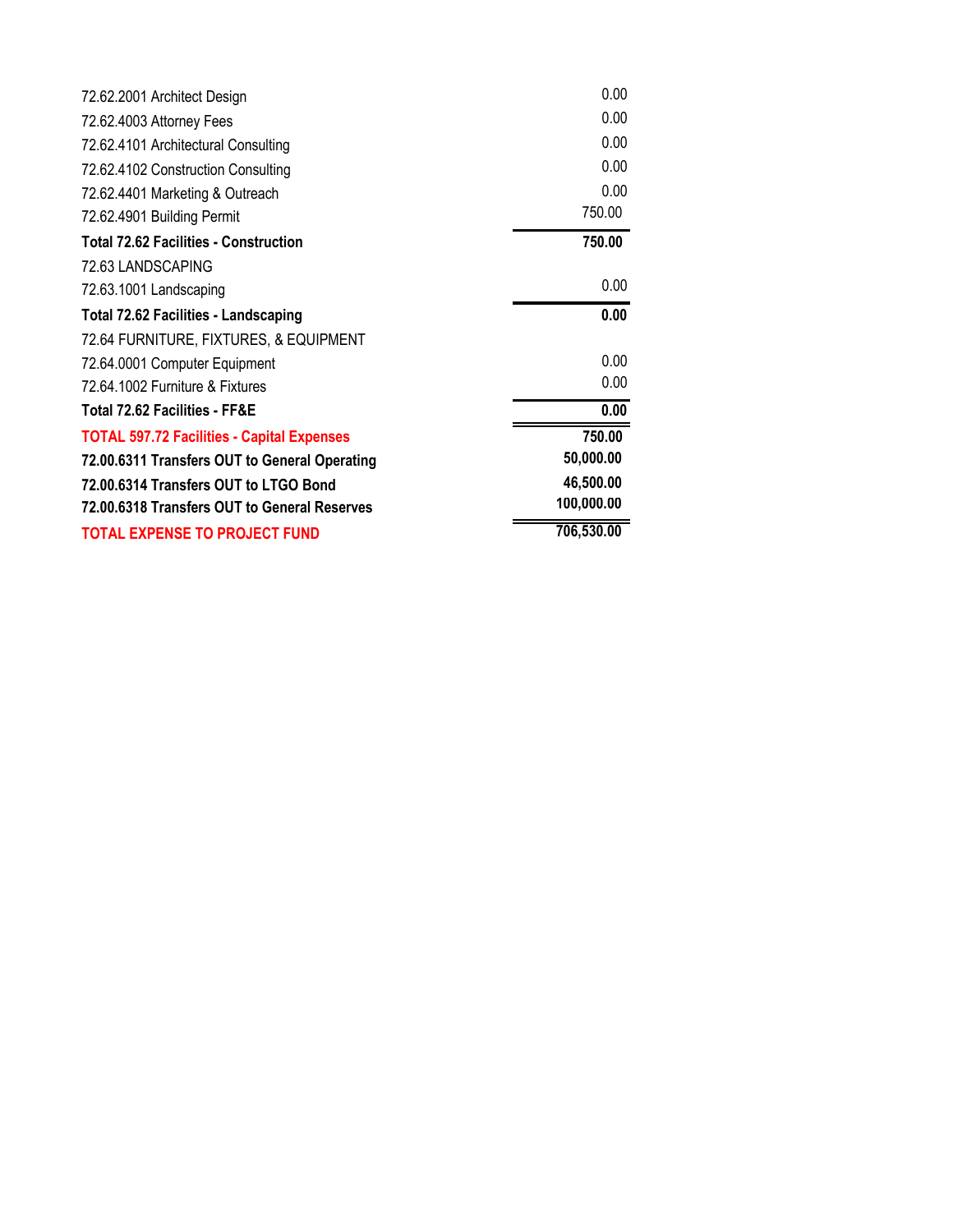| Account | Amount |
| --- | --- |
| 72.62.2001 Architect Design | 0.00 |
| 72.62.4003 Attorney Fees | 0.00 |
| 72.62.4101 Architectural Consulting | 0.00 |
| 72.62.4102 Construction Consulting | 0.00 |
| 72.62.4401 Marketing & Outreach | 0.00 |
| 72.62.4901 Building Permit | 750.00 |
| **Total 72.62 Facilities - Construction** | **750.00** |
| 72.63 LANDSCAPING | |
| 72.63.1001 Landscaping | 0.00 |
| **Total 72.62 Facilities - Landscaping** | **0.00** |
| 72.64 FURNITURE, FIXTURES, & EQUIPMENT | |
| 72.64.0001 Computer Equipment | 0.00 |
| 72.64.1002 Furniture & Fixtures | 0.00 |
| **Total 72.62 Facilities - FF&E** | **0.00** |
| **TOTAL 597.72 Facilities - Capital Expenses** | **750.00** |
| **72.00.6311 Transfers OUT to General Operating** | **50,000.00** |
| **72.00.6314 Transfers OUT to LTGO Bond** | **46,500.00** |
| **72.00.6318 Transfers OUT to General Reserves** | **100,000.00** |
| **TOTAL EXPENSE TO PROJECT FUND** | **706,530.00** |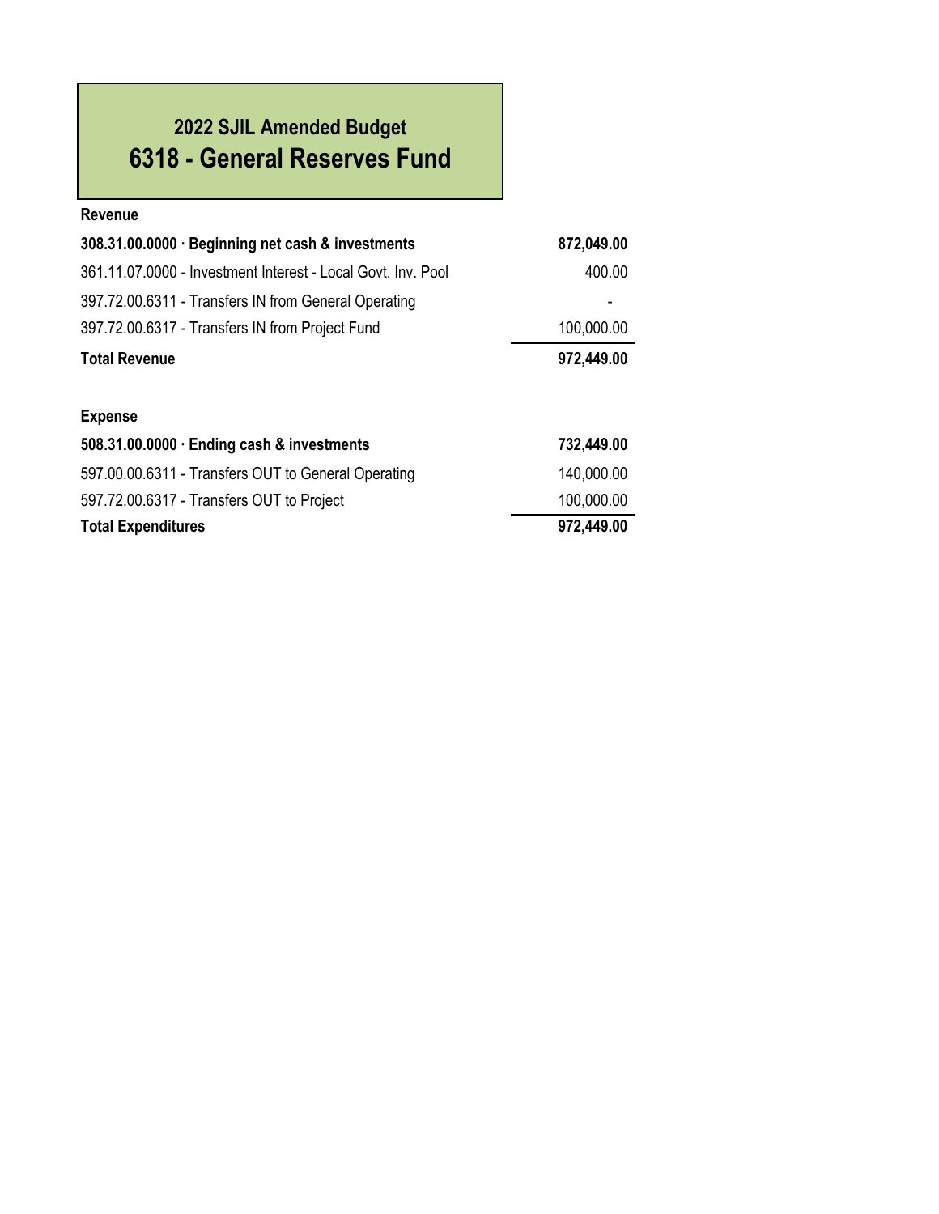# 2022 SJIL Amended Budget
## 6318 - General Reserves Fund

| | |
|---|---|
| **Revenue** | |
| **308.31.00.0000 · Beginning net cash & investments** | **872,049.00** |
| 361.11.07.0000 - Investment Interest - Local Govt. Inv. Pool | 400.00 |
| 397.72.00.6311 - Transfers IN from General Operating | - |
| 397.72.00.6317 - Transfers IN from Project Fund | 100,000.00 |
| **Total Revenue** | **972,449.00** |
| | |
| **Expense** | |
| **508.31.00.0000 · Ending cash & investments** | **732,449.00** |
| 597.00.00.6311 - Transfers OUT to General Operating | 140,000.00 |
| 597.72.00.6317 - Transfers OUT to Project | 100,000.00 |
| **Total Expenditures** | **972,449.00** |